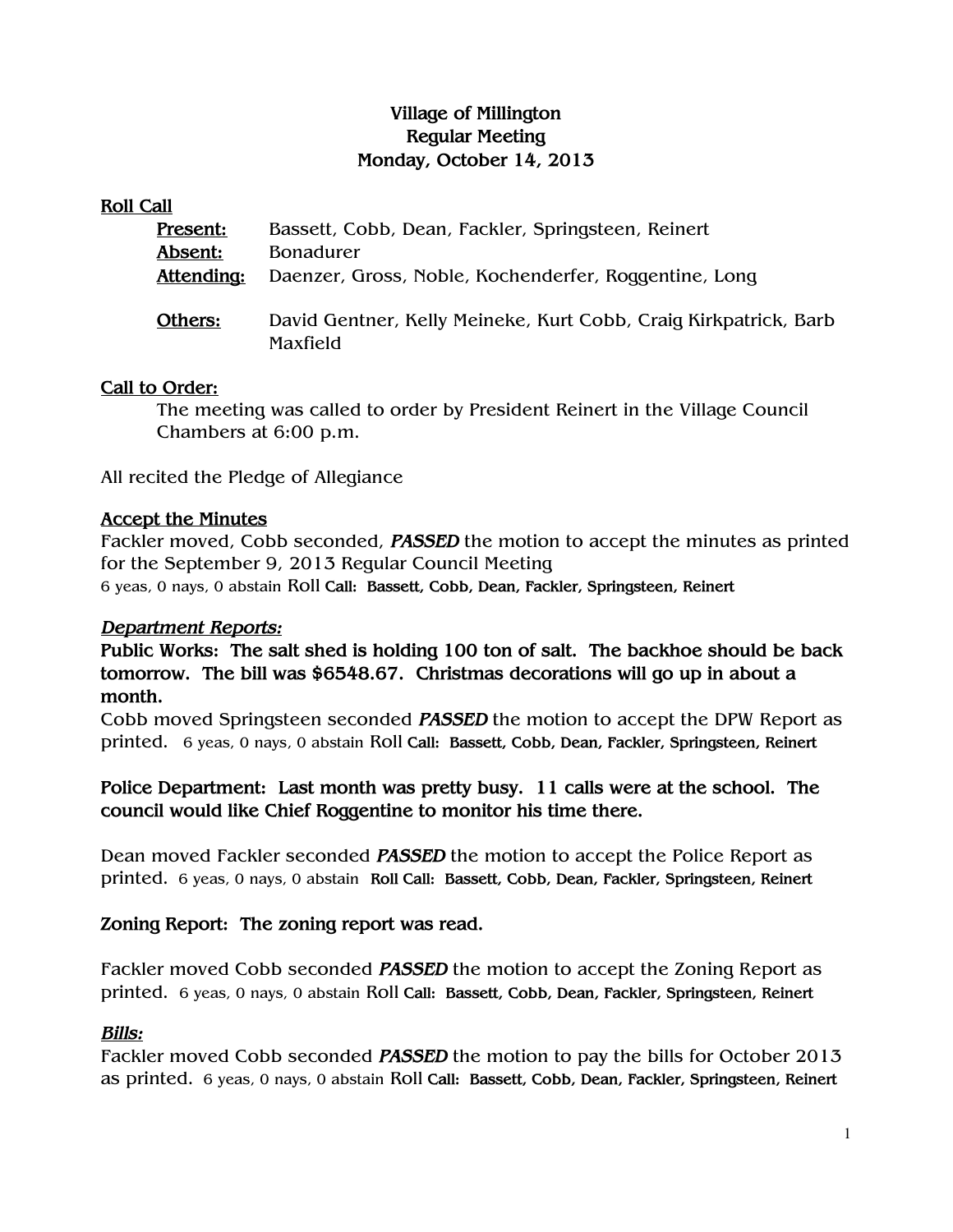# Village of Millington
# Regular Meeting
# Monday, October 14, 2013

**Roll Call**

**Present:** Bassett, Cobb, Dean, Fackler, Springsteen, Reinert
**Absent:** Bonadurer
**Attending:** Daenzer, Gross, Noble, Kochenderfer, Roggentine, Long

**Others:** David Gentner, Kelly Meineke, Kurt Cobb, Craig Kirkpatrick, Barb Maxfield

**Call to Order:**

The meeting was called to order by President Reinert in the Village Council Chambers at 6:00 p.m.

All recited the Pledge of Allegiance

**Accept the Minutes**

Fackler moved, Cobb seconded, ***PASSED*** the motion to accept the minutes as printed for the September 9, 2013 Regular Council Meeting
6 yeas, 0 nays, 0 abstain Roll **Call: Bassett, Cobb, Dean, Fackler, Springsteen, Reinert**

***Department Reports:***

**Public Works: The salt shed is holding 100 ton of salt. The backhoe should be back tomorrow. The bill was $6548.67. Christmas decorations will go up in about a month.**

Cobb moved Springsteen seconded ***PASSED*** the motion to accept the DPW Report as printed. 6 yeas, 0 nays, 0 abstain Roll **Call: Bassett, Cobb, Dean, Fackler, Springsteen, Reinert**

**Police Department: Last month was pretty busy. 11 calls were at the school. The council would like Chief Roggentine to monitor his time there.**

Dean moved Fackler seconded ***PASSED*** the motion to accept the Police Report as printed. 6 yeas, 0 nays, 0 abstain **Roll Call: Bassett, Cobb, Dean, Fackler, Springsteen, Reinert**

**Zoning Report: The zoning report was read.**

Fackler moved Cobb seconded ***PASSED*** the motion to accept the Zoning Report as printed. 6 yeas, 0 nays, 0 abstain Roll **Call: Bassett, Cobb, Dean, Fackler, Springsteen, Reinert**

***Bills:***

Fackler moved Cobb seconded ***PASSED*** the motion to pay the bills for October 2013 as printed. 6 yeas, 0 nays, 0 abstain Roll **Call: Bassett, Cobb, Dean, Fackler, Springsteen, Reinert**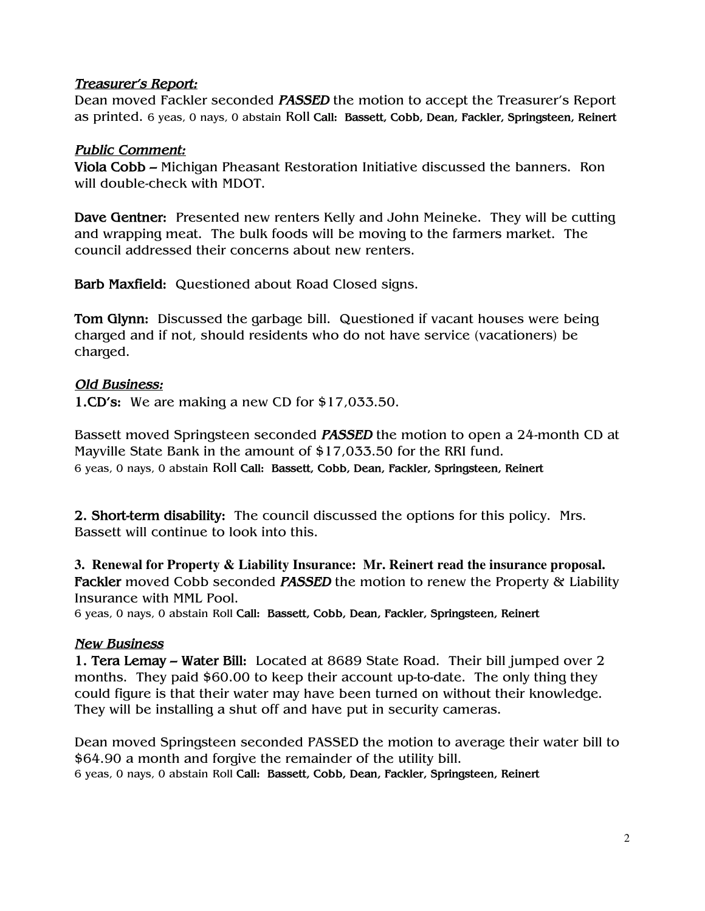***Treasurer's Report:***

Dean moved Fackler seconded ***PASSED*** the motion to accept the Treasurer's Report as printed. 6 yeas, 0 nays, 0 abstain Roll **Call: Bassett, Cobb, Dean, Fackler, Springsteen, Reinert**

***Public Comment:***

**Viola Cobb –** Michigan Pheasant Restoration Initiative discussed the banners. Ron will double-check with MDOT.

**Dave Gentner:** Presented new renters Kelly and John Meineke. They will be cutting and wrapping meat. The bulk foods will be moving to the farmers market. The council addressed their concerns about new renters.

**Barb Maxfield:** Questioned about Road Closed signs.

**Tom Glynn:** Discussed the garbage bill. Questioned if vacant houses were being charged and if not, should residents who do not have service (vacationers) be charged.

***Old Business:***

**1.CD's:** We are making a new CD for $17,033.50.

Bassett moved Springsteen seconded ***PASSED*** the motion to open a 24-month CD at Mayville State Bank in the amount of $17,033.50 for the RRI fund.
6 yeas, 0 nays, 0 abstain Roll **Call: Bassett, Cobb, Dean, Fackler, Springsteen, Reinert**

**2. Short-term disability:** The council discussed the options for this policy. Mrs. Bassett will continue to look into this.

**3. Renewal for Property & Liability Insurance: Mr. Reinert read the insurance proposal.**
**Fackler** moved Cobb seconded ***PASSED*** the motion to renew the Property & Liability Insurance with MML Pool.
6 yeas, 0 nays, 0 abstain Roll **Call: Bassett, Cobb, Dean, Fackler, Springsteen, Reinert**

***New Business***

**1. Tera Lemay – Water Bill:** Located at 8689 State Road. Their bill jumped over 2 months. They paid $60.00 to keep their account up-to-date. The only thing they could figure is that their water may have been turned on without their knowledge. They will be installing a shut off and have put in security cameras.

Dean moved Springsteen seconded PASSED the motion to average their water bill to $64.90 a month and forgive the remainder of the utility bill.
6 yeas, 0 nays, 0 abstain Roll **Call: Bassett, Cobb, Dean, Fackler, Springsteen, Reinert**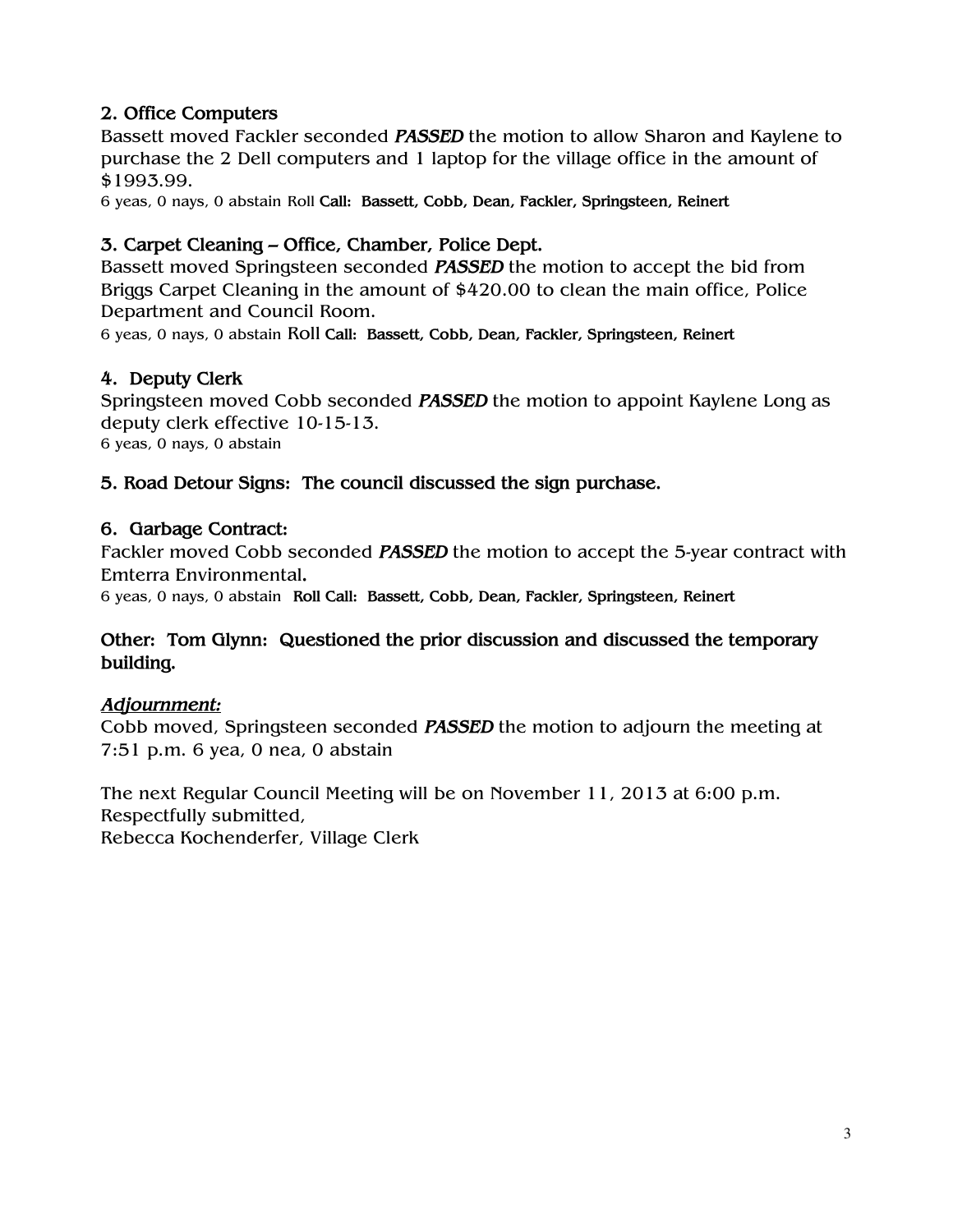### 2. Office Computers

Bassett moved Fackler seconded ***PASSED*** the motion to allow Sharon and Kaylene to purchase the 2 Dell computers and 1 laptop for the village office in the amount of $1993.99.

6 yeas, 0 nays, 0 abstain Roll **Call: Bassett, Cobb, Dean, Fackler, Springsteen, Reinert**

### 3. Carpet Cleaning – Office, Chamber, Police Dept.

Bassett moved Springsteen seconded ***PASSED*** the motion to accept the bid from Briggs Carpet Cleaning in the amount of $420.00 to clean the main office, Police Department and Council Room.

6 yeas, 0 nays, 0 abstain Roll **Call: Bassett, Cobb, Dean, Fackler, Springsteen, Reinert**

### 4. Deputy Clerk

Springsteen moved Cobb seconded ***PASSED*** the motion to appoint Kaylene Long as deputy clerk effective 10-15-13.

6 yeas, 0 nays, 0 abstain

### 5. Road Detour Signs: The council discussed the sign purchase.

### 6. Garbage Contract:

Fackler moved Cobb seconded ***PASSED*** the motion to accept the 5-year contract with Emterra Environmental.

6 yeas, 0 nays, 0 abstain **Roll Call: Bassett, Cobb, Dean, Fackler, Springsteen, Reinert**

### Other: Tom Glynn: Questioned the prior discussion and discussed the temporary building.

### *Adjournment:*

Cobb moved, Springsteen seconded ***PASSED*** the motion to adjourn the meeting at 7:51 p.m. 6 yea, 0 nea, 0 abstain

The next Regular Council Meeting will be on November 11, 2013 at 6:00 p.m.
Respectfully submitted,
Rebecca Kochenderfer, Village Clerk